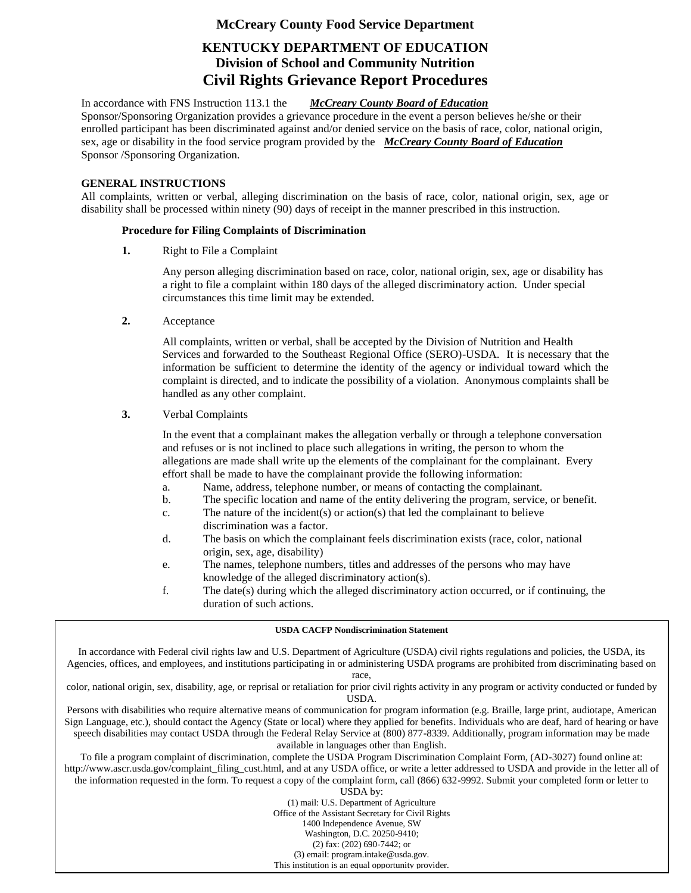# McCreary County Food Service Department

## KENTUCKY DEPARTMENT OF EDUCATION
## Division of School and Community Nutrition
## Civil Rights Grievance Report Procedures

In accordance with FNS Instruction 113.1 the ***McCreary County Board of Education*** Sponsor/Sponsoring Organization provides a grievance procedure in the event a person believes he/she or their enrolled participant has been discriminated against and/or denied service on the basis of race, color, national origin, sex, age or disability in the food service program provided by the ***McCreary County Board of Education*** Sponsor /Sponsoring Organization.

### GENERAL INSTRUCTIONS

All complaints, written or verbal, alleging discrimination on the basis of race, color, national origin, sex, age or disability shall be processed within ninety (90) days of receipt in the manner prescribed in this instruction.

#### Procedure for Filing Complaints of Discrimination

**1.** Right to File a Complaint

Any person alleging discrimination based on race, color, national origin, sex, age or disability has a right to file a complaint within 180 days of the alleged discriminatory action. Under special circumstances this time limit may be extended.

**2.** Acceptance

All complaints, written or verbal, shall be accepted by the Division of Nutrition and Health Services and forwarded to the Southeast Regional Office (SERO)-USDA. It is necessary that the information be sufficient to determine the identity of the agency or individual toward which the complaint is directed, and to indicate the possibility of a violation. Anonymous complaints shall be handled as any other complaint.

**3.** Verbal Complaints

In the event that a complainant makes the allegation verbally or through a telephone conversation and refuses or is not inclined to place such allegations in writing, the person to whom the allegations are made shall write up the elements of the complainant for the complainant. Every effort shall be made to have the complainant provide the following information:

a. Name, address, telephone number, or means of contacting the complainant.
b. The specific location and name of the entity delivering the program, service, or benefit.
c. The nature of the incident(s) or action(s) that led the complainant to believe discrimination was a factor.
d. The basis on which the complainant feels discrimination exists (race, color, national origin, sex, age, disability)
e. The names, telephone numbers, titles and addresses of the persons who may have knowledge of the alleged discriminatory action(s).
f. The date(s) during which the alleged discriminatory action occurred, or if continuing, the duration of such actions.

---

**USDA CACFP Nondiscrimination Statement**

In accordance with Federal civil rights law and U.S. Department of Agriculture (USDA) civil rights regulations and policies, the USDA, its Agencies, offices, and employees, and institutions participating in or administering USDA programs are prohibited from discriminating based on race, color, national origin, sex, disability, age, or reprisal or retaliation for prior civil rights activity in any program or activity conducted or funded by USDA.

Persons with disabilities who require alternative means of communication for program information (e.g. Braille, large print, audiotape, American Sign Language, etc.), should contact the Agency (State or local) where they applied for benefits. Individuals who are deaf, hard of hearing or have speech disabilities may contact USDA through the Federal Relay Service at (800) 877-8339. Additionally, program information may be made available in languages other than English.

To file a program complaint of discrimination, complete the USDA Program Discrimination Complaint Form, (AD-3027) found online at: http://www.ascr.usda.gov/complaint_filing_cust.html, and at any USDA office, or write a letter addressed to USDA and provide in the letter all of the information requested in the form. To request a copy of the complaint form, call (866) 632-9992. Submit your completed form or letter to USDA by:

(1) mail: U.S. Department of Agriculture
Office of the Assistant Secretary for Civil Rights
1400 Independence Avenue, SW
Washington, D.C. 20250-9410;
(2) fax: (202) 690-7442; or
(3) email: program.intake@usda.gov.

This institution is an equal opportunity provider.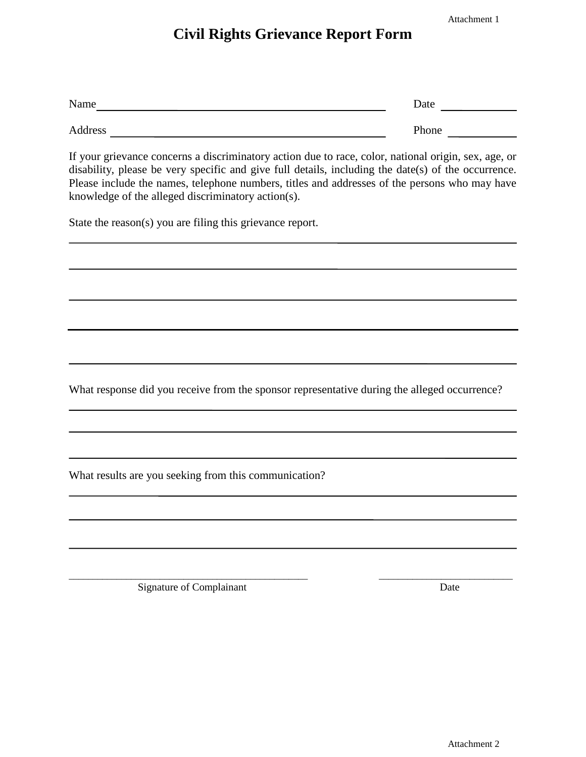Attachment 1

# Civil Rights Grievance Report Form

Name\_\_\_\_\_\_\_\_\_\_\_\_\_\_\_\_\_\_\_\_\_\_\_\_\_\_\_\_\_\_\_\_\_\_\_\_\_\_\_\_\_\_\_\_ Date \_\_\_\_\_\_\_\_\_\_\_\_

Address \_\_\_\_\_\_\_\_\_\_\_\_\_\_\_\_\_\_\_\_\_\_\_\_\_\_\_\_\_\_\_\_\_\_\_\_\_\_\_\_\_\_ Phone \_\_\_\_\_\_\_\_\_\_\_\_

If your grievance concerns a discriminatory action due to race, color, national origin, sex, age, or disability, please be very specific and give full details, including the date(s) of the occurrence. Please include the names, telephone numbers, titles and addresses of the persons who may have knowledge of the alleged discriminatory action(s).

State the reason(s) you are filing this grievance report.

\_\_\_\_\_\_\_\_\_\_\_\_\_\_\_\_\_\_\_\_\_\_\_\_\_\_\_\_\_\_\_\_\_\_\_\_\_\_\_\_\_\_\_\_\_\_\_\_\_\_\_\_\_\_\_\_\_\_\_\_\_\_\_\_\_\_\_\_\_\_

\_\_\_\_\_\_\_\_\_\_\_\_\_\_\_\_\_\_\_\_\_\_\_\_\_\_\_\_\_\_\_\_\_\_\_\_\_\_\_\_\_\_\_\_\_\_\_\_\_\_\_\_\_\_\_\_\_\_\_\_\_\_\_\_\_\_\_\_\_\_

\_\_\_\_\_\_\_\_\_\_\_\_\_\_\_\_\_\_\_\_\_\_\_\_\_\_\_\_\_\_\_\_\_\_\_\_\_\_\_\_\_\_\_\_\_\_\_\_\_\_\_\_\_\_\_\_\_\_\_\_\_\_\_\_\_\_\_\_\_\_

\_\_\_\_\_\_\_\_\_\_\_\_\_\_\_\_\_\_\_\_\_\_\_\_\_\_\_\_\_\_\_\_\_\_\_\_\_\_\_\_\_\_\_\_\_\_\_\_\_\_\_\_\_\_\_\_\_\_\_\_\_\_\_\_\_\_\_\_\_\_

\_\_\_\_\_\_\_\_\_\_\_\_\_\_\_\_\_\_\_\_\_\_\_\_\_\_\_\_\_\_\_\_\_\_\_\_\_\_\_\_\_\_\_\_\_\_\_\_\_\_\_\_\_\_\_\_\_\_\_\_\_\_\_\_\_\_\_\_\_\_

What response did you receive from the sponsor representative during the alleged occurrence?

\_\_\_\_\_\_\_\_\_\_\_\_\_\_\_\_\_\_\_\_\_\_\_\_\_\_\_\_\_\_\_\_\_\_\_\_\_\_\_\_\_\_\_\_\_\_\_\_\_\_\_\_\_\_\_\_\_\_\_\_\_\_\_\_\_\_\_\_\_\_

\_\_\_\_\_\_\_\_\_\_\_\_\_\_\_\_\_\_\_\_\_\_\_\_\_\_\_\_\_\_\_\_\_\_\_\_\_\_\_\_\_\_\_\_\_\_\_\_\_\_\_\_\_\_\_\_\_\_\_\_\_\_\_\_\_\_\_\_\_\_

\_\_\_\_\_\_\_\_\_\_\_\_\_\_\_\_\_\_\_\_\_\_\_\_\_\_\_\_\_\_\_\_\_\_\_\_\_\_\_\_\_\_\_\_\_\_\_\_\_\_\_\_\_\_\_\_\_\_\_\_\_\_\_\_\_\_\_\_\_\_

What results are you seeking from this communication?

\_\_\_\_\_\_\_\_\_\_\_\_\_\_\_\_\_\_\_\_\_\_\_\_\_\_\_\_\_\_\_\_\_\_\_\_\_\_\_\_\_\_\_\_\_\_\_\_\_\_\_\_\_\_\_\_\_\_\_\_\_\_\_\_\_\_\_\_\_\_

\_\_\_\_\_\_\_\_\_\_\_\_\_\_\_\_\_\_\_\_\_\_\_\_\_\_\_\_\_\_\_\_\_\_\_\_\_\_\_\_\_\_\_\_\_\_\_\_\_\_\_\_\_\_\_\_\_\_\_\_\_\_\_\_\_\_\_\_\_\_

\_\_\_\_\_\_\_\_\_\_\_\_\_\_\_\_\_\_\_\_\_\_\_\_\_\_\_\_\_\_\_\_\_\_\_\_\_\_\_\_\_\_\_\_\_\_\_\_\_\_\_\_\_\_\_\_\_\_\_\_\_\_\_\_\_\_\_\_\_\_

\_\_\_\_\_\_\_\_\_\_\_\_\_\_\_\_\_\_\_\_\_\_\_\_\_\_\_\_\_\_\_\_\_\_\_\_\_\_ \_\_\_\_\_\_\_\_\_\_\_\_\_\_\_\_\_\_\_\_\_\_
Signature of Complainant Date

Attachment 2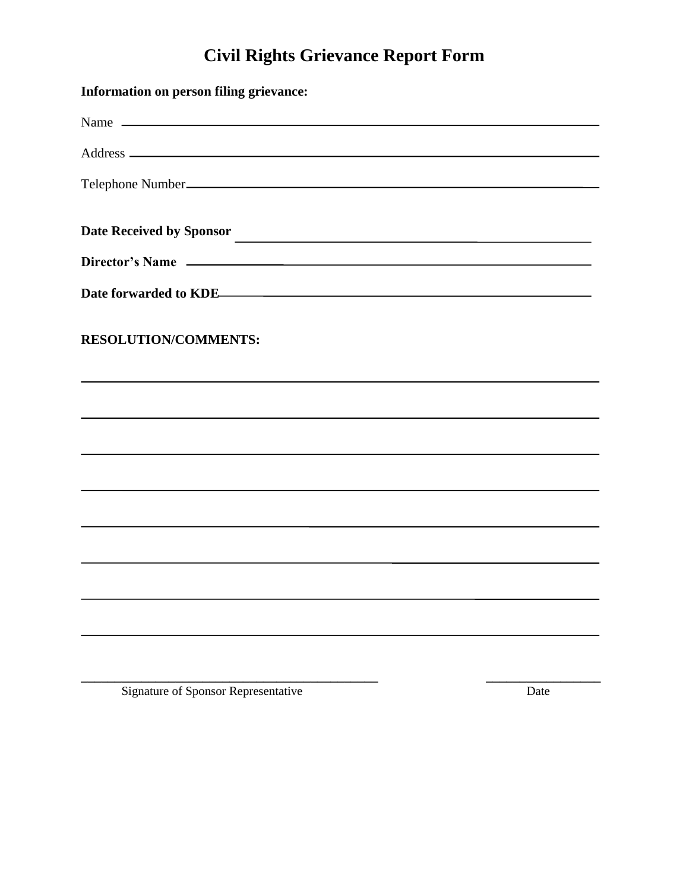# Civil Rights Grievance Report Form

**Information on person filing grievance:**

Name ____________________________________________

Address ____________________________________________

Telephone Number____________________________________________

**Date Received by Sponsor** ____________________________________________

**Director's Name** ____________________________________________

**Date forwarded to KDE**____________________________________________

**RESOLUTION/COMMENTS:**

____________________________________________

____________________________________________

____________________________________________

____________________________________________

____________________________________________

____________________________________________

____________________________________________

____________________________________________

____________________________________________ ____________________

Signature of Sponsor Representative Date